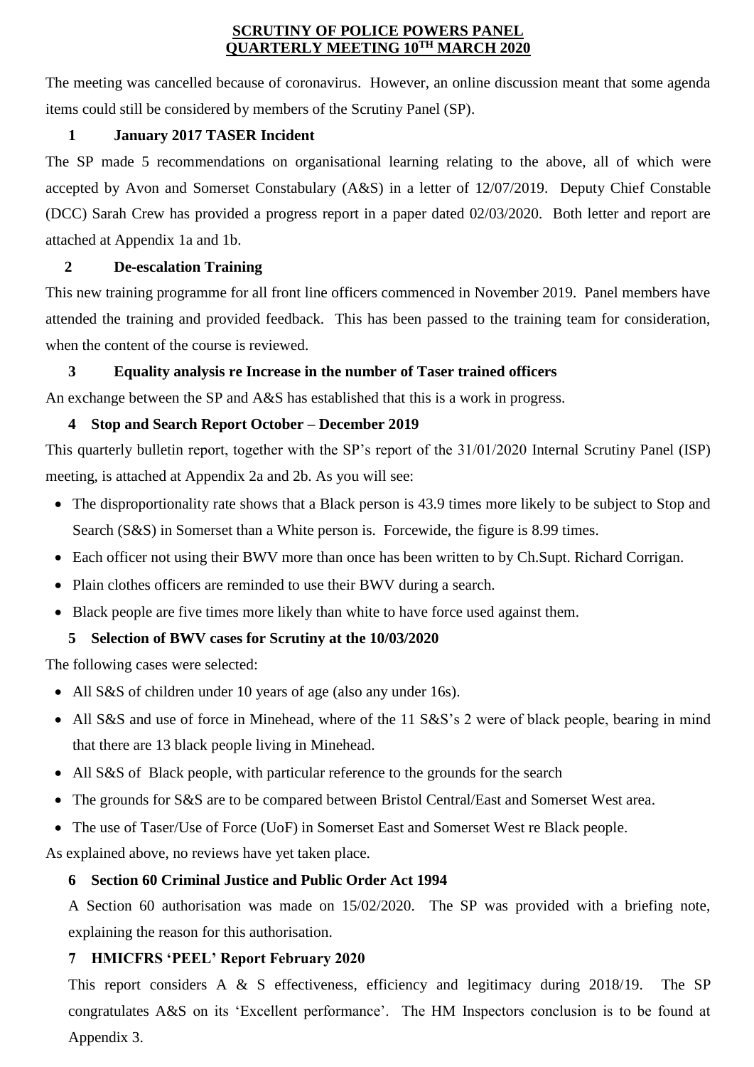# SCRUTINY OF POLICE POWERS PANEL
# QUARTERLY MEETING 10TH MARCH 2020

The meeting was cancelled because of coronavirus. However, an online discussion meant that some agenda items could still be considered by members of the Scrutiny Panel (SP).

## 1 January 2017 TASER Incident

The SP made 5 recommendations on organisational learning relating to the above, all of which were accepted by Avon and Somerset Constabulary (A&S) in a letter of 12/07/2019. Deputy Chief Constable (DCC) Sarah Crew has provided a progress report in a paper dated 02/03/2020. Both letter and report are attached at Appendix 1a and 1b.

## 2 De-escalation Training

This new training programme for all front line officers commenced in November 2019. Panel members have attended the training and provided feedback. This has been passed to the training team for consideration, when the content of the course is reviewed.

## 3 Equality analysis re Increase in the number of Taser trained officers

An exchange between the SP and A&S has established that this is a work in progress.

## 4 Stop and Search Report October – December 2019

This quarterly bulletin report, together with the SP's report of the 31/01/2020 Internal Scrutiny Panel (ISP) meeting, is attached at Appendix 2a and 2b. As you will see:

- The disproportionality rate shows that a Black person is 43.9 times more likely to be subject to Stop and Search (S&S) in Somerset than a White person is. Forcewide, the figure is 8.99 times.
- Each officer not using their BWV more than once has been written to by Ch.Supt. Richard Corrigan.
- Plain clothes officers are reminded to use their BWV during a search.
- Black people are five times more likely than white to have force used against them.

## 5 Selection of BWV cases for Scrutiny at the 10/03/2020

The following cases were selected:

- All S&S of children under 10 years of age (also any under 16s).
- All S&S and use of force in Minehead, where of the 11 S&S's 2 were of black people, bearing in mind that there are 13 black people living in Minehead.
- All S&S of Black people, with particular reference to the grounds for the search
- The grounds for S&S are to be compared between Bristol Central/East and Somerset West area.
- The use of Taser/Use of Force (UoF) in Somerset East and Somerset West re Black people.

As explained above, no reviews have yet taken place.

## 6 Section 60 Criminal Justice and Public Order Act 1994

A Section 60 authorisation was made on 15/02/2020. The SP was provided with a briefing note, explaining the reason for this authorisation.

## 7 HMICFRS 'PEEL' Report February 2020

This report considers A & S effectiveness, efficiency and legitimacy during 2018/19. The SP congratulates A&S on its 'Excellent performance'. The HM Inspectors conclusion is to be found at Appendix 3.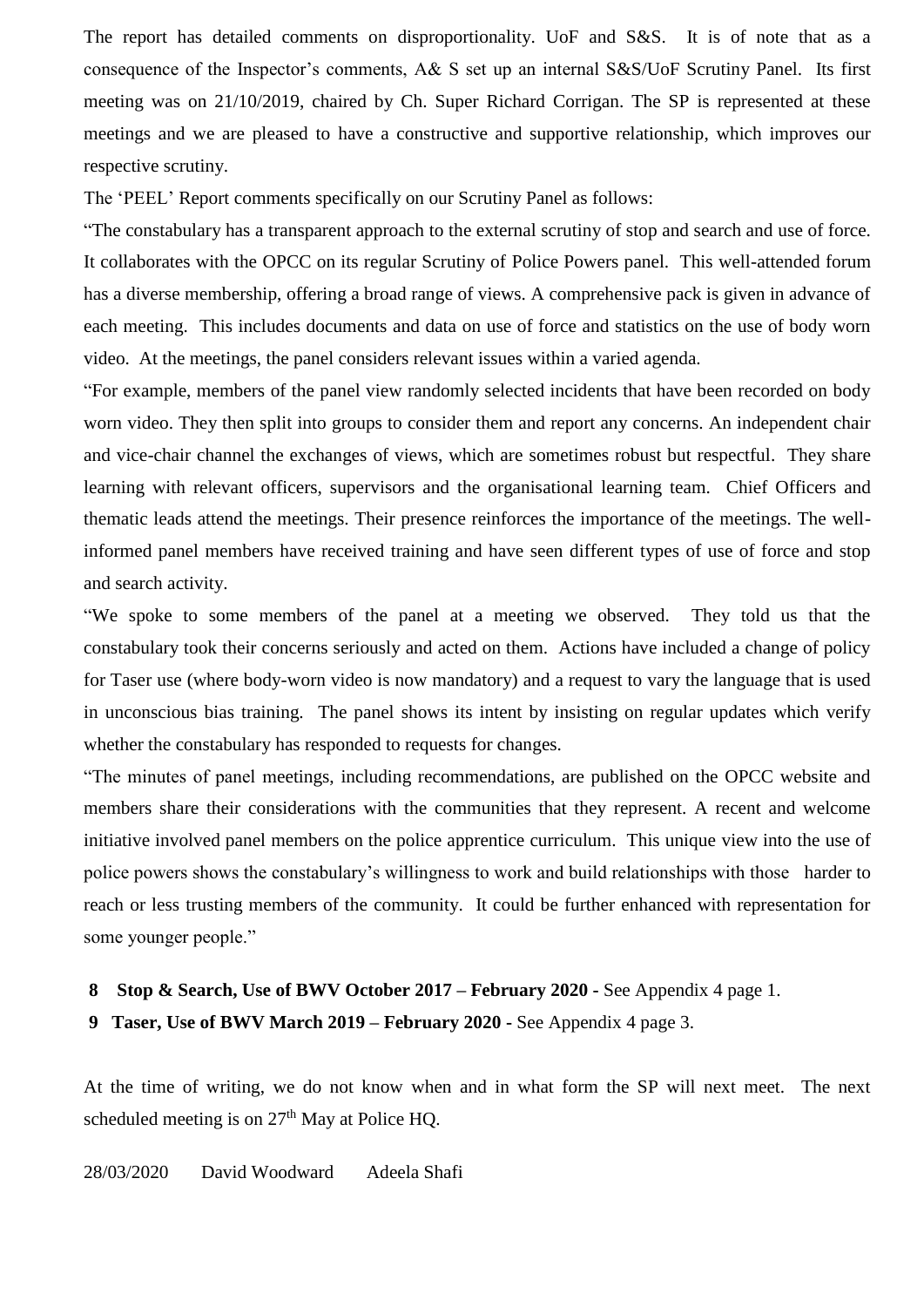The report has detailed comments on disproportionality. UoF and S&S. It is of note that as a consequence of the Inspector's comments, A& S set up an internal S&S/UoF Scrutiny Panel. Its first meeting was on 21/10/2019, chaired by Ch. Super Richard Corrigan. The SP is represented at these meetings and we are pleased to have a constructive and supportive relationship, which improves our respective scrutiny.

The 'PEEL' Report comments specifically on our Scrutiny Panel as follows:

"The constabulary has a transparent approach to the external scrutiny of stop and search and use of force. It collaborates with the OPCC on its regular Scrutiny of Police Powers panel. This well-attended forum has a diverse membership, offering a broad range of views. A comprehensive pack is given in advance of each meeting. This includes documents and data on use of force and statistics on the use of body worn video. At the meetings, the panel considers relevant issues within a varied agenda.

"For example, members of the panel view randomly selected incidents that have been recorded on body worn video. They then split into groups to consider them and report any concerns. An independent chair and vice-chair channel the exchanges of views, which are sometimes robust but respectful. They share learning with relevant officers, supervisors and the organisational learning team. Chief Officers and thematic leads attend the meetings. Their presence reinforces the importance of the meetings. The well-informed panel members have received training and have seen different types of use of force and stop and search activity.

"We spoke to some members of the panel at a meeting we observed. They told us that the constabulary took their concerns seriously and acted on them. Actions have included a change of policy for Taser use (where body-worn video is now mandatory) and a request to vary the language that is used in unconscious bias training. The panel shows its intent by insisting on regular updates which verify whether the constabulary has responded to requests for changes.

"The minutes of panel meetings, including recommendations, are published on the OPCC website and members share their considerations with the communities that they represent. A recent and welcome initiative involved panel members on the police apprentice curriculum. This unique view into the use of police powers shows the constabulary's willingness to work and build relationships with those harder to reach or less trusting members of the community. It could be further enhanced with representation for some younger people."

**8 Stop & Search, Use of BWV October 2017 – February 2020** - See Appendix 4 page 1.

**9 Taser, Use of BWV March 2019 – February 2020** - See Appendix 4 page 3.

At the time of writing, we do not know when and in what form the SP will next meet. The next scheduled meeting is on 27th May at Police HQ.

28/03/2020 David Woodward Adeela Shafi